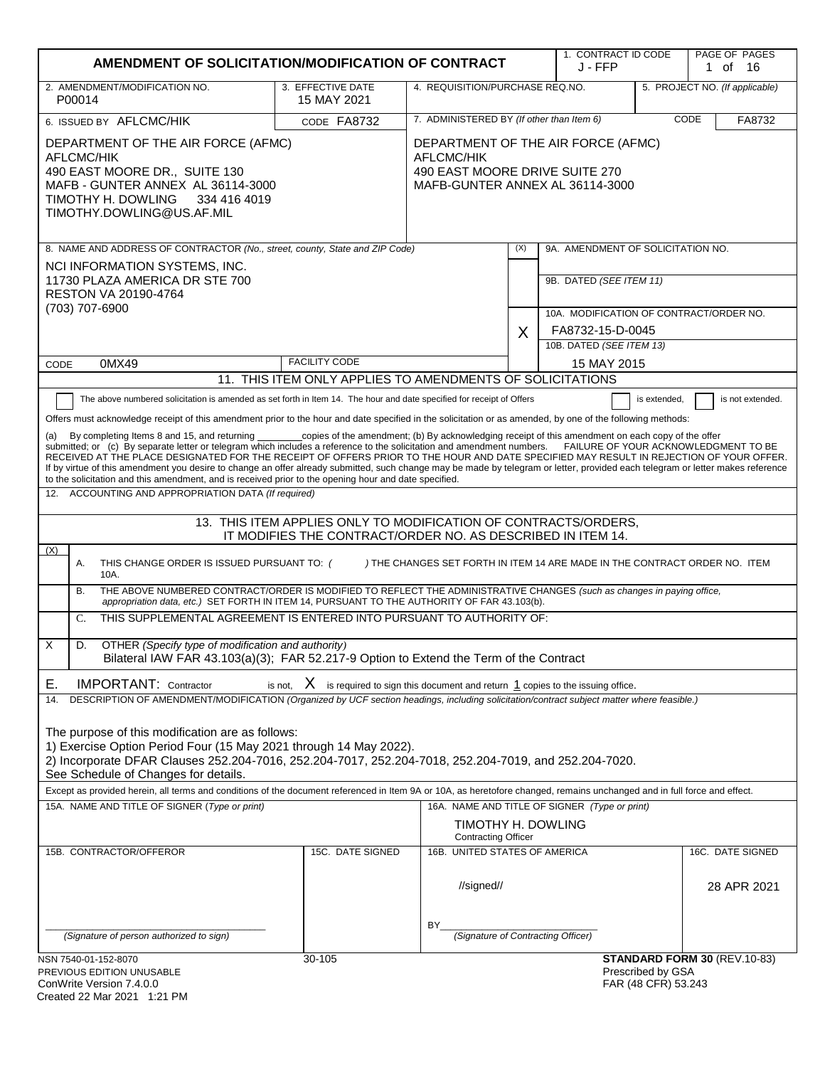# AMENDMENT OF SOLICITATION/MODIFICATION OF CONTRACT

| 1. CONTRACT ID CODE | PAGE OF PAGES |
|---|---|
| J - FFP | 1 of 16 |

| 2. AMENDMENT/MODIFICATION NO. | 3. EFFECTIVE DATE | 4. REQUISITION/PURCHASE REQ.NO. | 5. PROJECT NO. (If applicable) |
|---|---|---|---|
| P00014 | 15 MAY 2021 | | |

**6. ISSUED BY** AFLCMC/HIK CODE FA8732

DEPARTMENT OF THE AIR FORCE (AFMC)
AFLCMC/HIK
490 EAST MOORE DR., SUITE 130
MAFB - GUNTER ANNEX AL 36114-3000
TIMOTHY H. DOWLING 334 416 4019
TIMOTHY.DOWLING@US.AF.MIL

**7. ADMINISTERED BY** (If other than Item 6) CODE FA8732

DEPARTMENT OF THE AIR FORCE (AFMC)
AFLCMC/HIK
490 EAST MOORE DRIVE SUITE 270
MAFB-GUNTER ANNEX AL 36114-3000

**8. NAME AND ADDRESS OF CONTRACTOR** (No., street, county, State and ZIP Code)

NCI INFORMATION SYSTEMS, INC.
11730 PLAZA AMERICA DR STE 700
RESTON VA 20190-4764
(703) 707-6900

CODE 0MX49 FACILITY CODE

| (X) | |
|---|---|
| | 9A. AMENDMENT OF SOLICITATION NO. |
| | 9B. DATED (SEE ITEM 11) |
| X | 10A. MODIFICATION OF CONTRACT/ORDER NO. FA8732-15-D-0045 |
| | 10B. DATED (SEE ITEM 13) 15 MAY 2015 |

## 11. THIS ITEM ONLY APPLIES TO AMENDMENTS OF SOLICITATIONS

☐ The above numbered solicitation is amended as set forth in Item 14. The hour and date specified for receipt of Offers ☐ is extended, ☐ is not extended.

Offers must acknowledge receipt of this amendment prior to the hour and date specified in the solicitation or as amended, by one of the following methods:

(a) By completing Items 8 and 15, and returning ________copies of the amendment; (b) By acknowledging receipt of this amendment on each copy of the offer submitted; or (c) By separate letter or telegram which includes a reference to the solicitation and amendment numbers. FAILURE OF YOUR ACKNOWLEDGMENT TO BE RECEIVED AT THE PLACE DESIGNATED FOR THE RECEIPT OF OFFERS PRIOR TO THE HOUR AND DATE SPECIFIED MAY RESULT IN REJECTION OF YOUR OFFER. If by virtue of this amendment you desire to change an offer already submitted, such change may be made by telegram or letter, provided each telegram or letter makes reference to the solicitation and this amendment, and is received prior to the opening hour and date specified.

**12. ACCOUNTING AND APPROPRIATION DATA** (If required)

## 13. THIS ITEM APPLIES ONLY TO MODIFICATION OF CONTRACTS/ORDERS, IT MODIFIES THE CONTRACT/ORDER NO. AS DESCRIBED IN ITEM 14.

| (X) | |
|---|---|
| | A. THIS CHANGE ORDER IS ISSUED PURSUANT TO: ( ) THE CHANGES SET FORTH IN ITEM 14 ARE MADE IN THE CONTRACT ORDER NO. ITEM 10A. |
| | B. THE ABOVE NUMBERED CONTRACT/ORDER IS MODIFIED TO REFLECT THE ADMINISTRATIVE CHANGES (such as changes in paying office, appropriation data, etc.) SET FORTH IN ITEM 14, PURSUANT TO THE AUTHORITY OF FAR 43.103(b). |
| | C. THIS SUPPLEMENTAL AGREEMENT IS ENTERED INTO PURSUANT TO AUTHORITY OF: |
| X | D. OTHER (Specify type of modification and authority) Bilateral IAW FAR 43.103(a)(3); FAR 52.217-9 Option to Extend the Term of the Contract |

**E. IMPORTANT:** Contractor is not, X is required to sign this document and return 1 copies to the issuing office.

**14. DESCRIPTION OF AMENDMENT/MODIFICATION** (Organized by UCF section headings, including solicitation/contract subject matter where feasible.)

The purpose of this modification are as follows:
1) Exercise Option Period Four (15 May 2021 through 14 May 2022).
2) Incorporate DFAR Clauses 252.204-7016, 252.204-7017, 252.204-7018, 252.204-7019, and 252.204-7020.
See Schedule of Changes for details.

Except as provided herein, all terms and conditions of the document referenced in Item 9A or 10A, as heretofore changed, remains unchanged and in full force and effect.

| 15A. NAME AND TITLE OF SIGNER (Type or print) | | 16A. NAME AND TITLE OF SIGNER (Type or print) | |
|---|---|---|---|
| | | TIMOTHY H. DOWLING<br>Contracting Officer | |
| **15B. CONTRACTOR/OFFEROR** | **15C. DATE SIGNED** | **16B. UNITED STATES OF AMERICA** | **16C. DATE SIGNED** |
| ______________________<br>(Signature of person authorized to sign) | | //signed//<br>BY______________________<br>(Signature of Contracting Officer) | 28 APR 2021 |

NSN 7540-01-152-8070 30-105 **STANDARD FORM 30** (REV.10-83)
PREVIOUS EDITION UNUSABLE Prescribed by GSA
ConWrite Version 7.4.0.0 FAR (48 CFR) 53.243
Created 22 Mar 2021 1:21 PM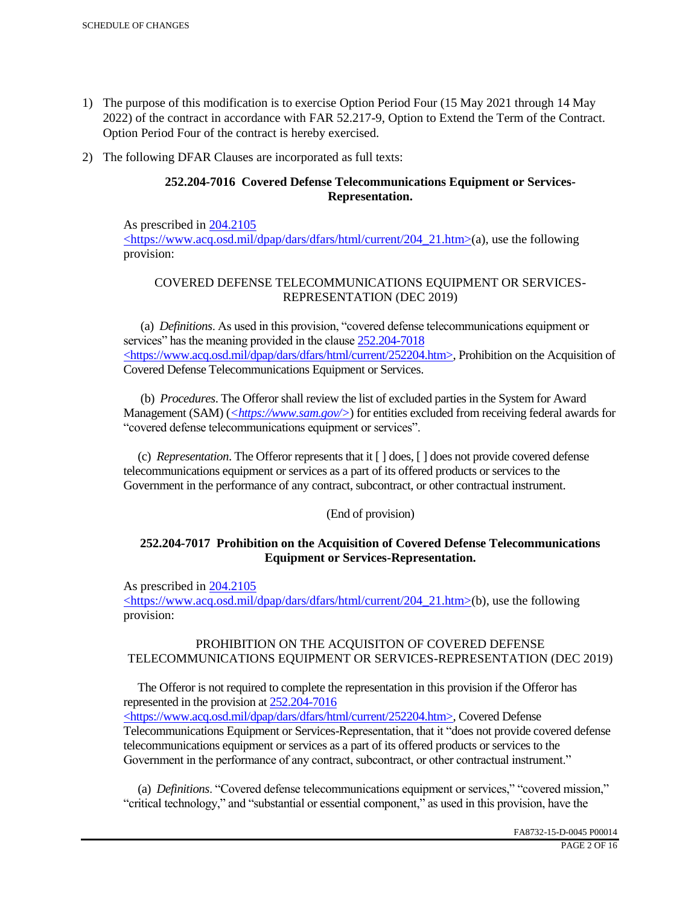SCHEDULE OF CHANGES

1) The purpose of this modification is to exercise Option Period Four (15 May 2021 through 14 May 2022) of the contract in accordance with FAR 52.217-9, Option to Extend the Term of the Contract. Option Period Four of the contract is hereby exercised.

2) The following DFAR Clauses are incorporated as full texts:

**252.204-7016 Covered Defense Telecommunications Equipment or Services-Representation.**

As prescribed in 204.2105 <https://www.acq.osd.mil/dpap/dars/dfars/html/current/204_21.htm>(a), use the following provision:

COVERED DEFENSE TELECOMMUNICATIONS EQUIPMENT OR SERVICES-REPRESENTATION (DEC 2019)

(a) *Definitions*. As used in this provision, "covered defense telecommunications equipment or services" has the meaning provided in the clause 252.204-7018 <https://www.acq.osd.mil/dpap/dars/dfars/html/current/252204.htm>, Prohibition on the Acquisition of Covered Defense Telecommunications Equipment or Services.

(b) *Procedures*. The Offeror shall review the list of excluded parties in the System for Award Management (SAM) (*<https://www.sam.gov/>*) for entities excluded from receiving federal awards for "covered defense telecommunications equipment or services".

(c) *Representation*. The Offeror represents that it [ ] does, [ ] does not provide covered defense telecommunications equipment or services as a part of its offered products or services to the Government in the performance of any contract, subcontract, or other contractual instrument.

(End of provision)

**252.204-7017 Prohibition on the Acquisition of Covered Defense Telecommunications Equipment or Services-Representation.**

As prescribed in 204.2105 <https://www.acq.osd.mil/dpap/dars/dfars/html/current/204_21.htm>(b), use the following provision:

PROHIBITION ON THE ACQUISITON OF COVERED DEFENSE TELECOMMUNICATIONS EQUIPMENT OR SERVICES-REPRESENTATION (DEC 2019)

The Offeror is not required to complete the representation in this provision if the Offeror has represented in the provision at 252.204-7016 <https://www.acq.osd.mil/dpap/dars/dfars/html/current/252204.htm>, Covered Defense Telecommunications Equipment or Services-Representation, that it "does not provide covered defense telecommunications equipment or services as a part of its offered products or services to the Government in the performance of any contract, subcontract, or other contractual instrument."

(a) *Definitions*. "Covered defense telecommunications equipment or services," "covered mission," "critical technology," and "substantial or essential component," as used in this provision, have the

FA8732-15-D-0045 P00014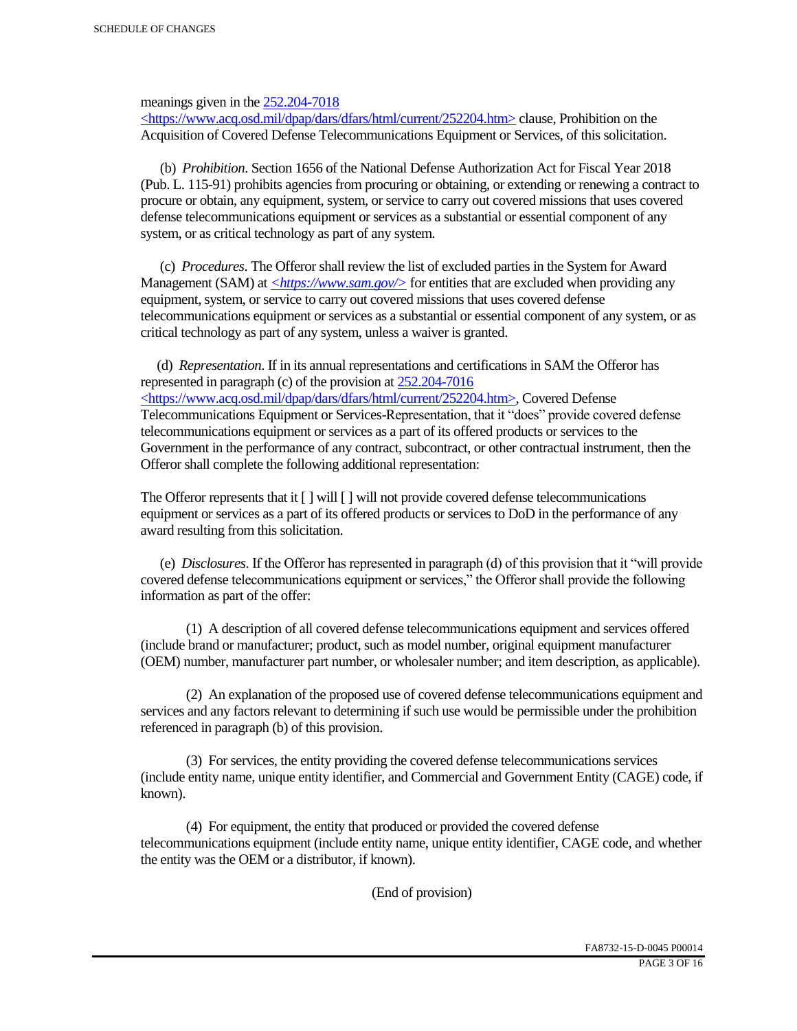meanings given in the 252.204-7018 <https://www.acq.osd.mil/dpap/dars/dfars/html/current/252204.htm> clause, Prohibition on the Acquisition of Covered Defense Telecommunications Equipment or Services, of this solicitation.

(b) *Prohibition*. Section 1656 of the National Defense Authorization Act for Fiscal Year 2018 (Pub. L. 115-91) prohibits agencies from procuring or obtaining, or extending or renewing a contract to procure or obtain, any equipment, system, or service to carry out covered missions that uses covered defense telecommunications equipment or services as a substantial or essential component of any system, or as critical technology as part of any system.

(c) *Procedures*. The Offeror shall review the list of excluded parties in the System for Award Management (SAM) at *<https://www.sam.gov/>* for entities that are excluded when providing any equipment, system, or service to carry out covered missions that uses covered defense telecommunications equipment or services as a substantial or essential component of any system, or as critical technology as part of any system, unless a waiver is granted.

(d) *Representation*. If in its annual representations and certifications in SAM the Offeror has represented in paragraph (c) of the provision at 252.204-7016 <https://www.acq.osd.mil/dpap/dars/dfars/html/current/252204.htm>, Covered Defense Telecommunications Equipment or Services-Representation, that it "does" provide covered defense telecommunications equipment or services as a part of its offered products or services to the Government in the performance of any contract, subcontract, or other contractual instrument, then the Offeror shall complete the following additional representation:

The Offeror represents that it [ ] will [ ] will not provide covered defense telecommunications equipment or services as a part of its offered products or services to DoD in the performance of any award resulting from this solicitation.

(e) *Disclosures*. If the Offeror has represented in paragraph (d) of this provision that it "will provide covered defense telecommunications equipment or services," the Offeror shall provide the following information as part of the offer:

(1) A description of all covered defense telecommunications equipment and services offered (include brand or manufacturer; product, such as model number, original equipment manufacturer (OEM) number, manufacturer part number, or wholesaler number; and item description, as applicable).

(2) An explanation of the proposed use of covered defense telecommunications equipment and services and any factors relevant to determining if such use would be permissible under the prohibition referenced in paragraph (b) of this provision.

(3) For services, the entity providing the covered defense telecommunications services (include entity name, unique entity identifier, and Commercial and Government Entity (CAGE) code, if known).

(4) For equipment, the entity that produced or provided the covered defense telecommunications equipment (include entity name, unique entity identifier, CAGE code, and whether the entity was the OEM or a distributor, if known).

(End of provision)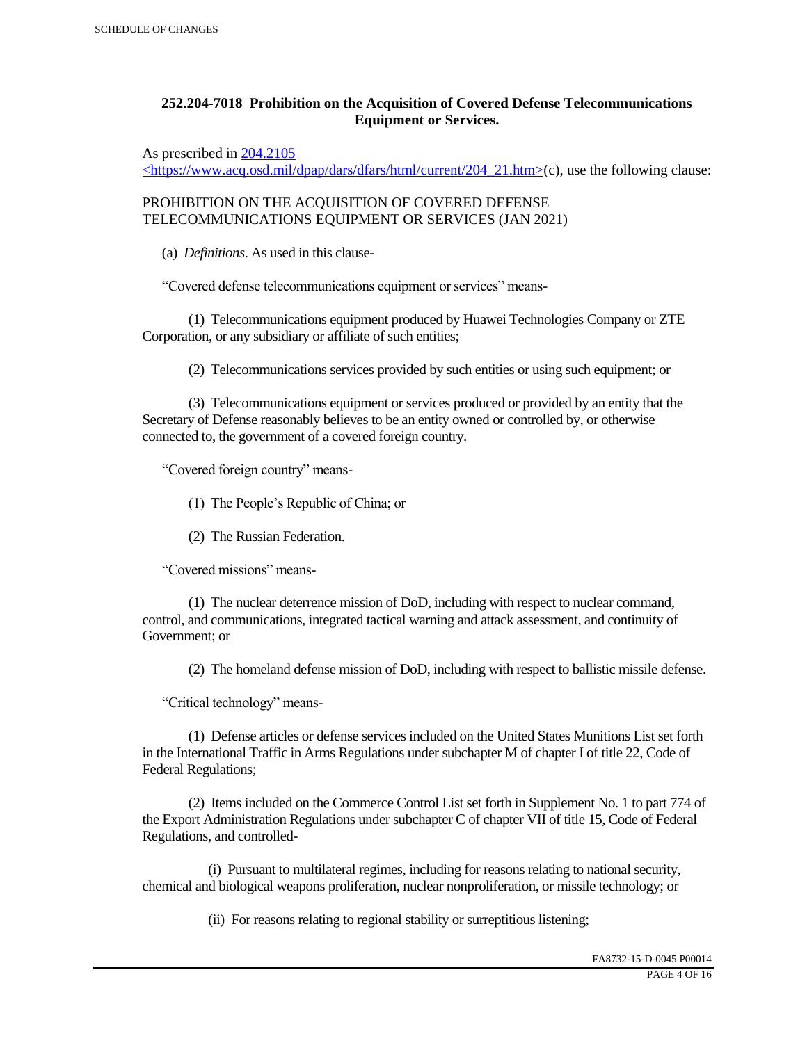## 252.204-7018 Prohibition on the Acquisition of Covered Defense Telecommunications Equipment or Services.

As prescribed in [204.2105](https://www.acq.osd.mil/dpap/dars/dfars/html/current/204_21.htm) <https://www.acq.osd.mil/dpap/dars/dfars/html/current/204_21.htm>(c), use the following clause:

PROHIBITION ON THE ACQUISITION OF COVERED DEFENSE TELECOMMUNICATIONS EQUIPMENT OR SERVICES (JAN 2021)

(a) *Definitions*. As used in this clause-

"Covered defense telecommunications equipment or services" means-

(1) Telecommunications equipment produced by Huawei Technologies Company or ZTE Corporation, or any subsidiary or affiliate of such entities;

(2) Telecommunications services provided by such entities or using such equipment; or

(3) Telecommunications equipment or services produced or provided by an entity that the Secretary of Defense reasonably believes to be an entity owned or controlled by, or otherwise connected to, the government of a covered foreign country.

"Covered foreign country" means-

(1) The People's Republic of China; or

(2) The Russian Federation.

"Covered missions" means-

(1) The nuclear deterrence mission of DoD, including with respect to nuclear command, control, and communications, integrated tactical warning and attack assessment, and continuity of Government; or

(2) The homeland defense mission of DoD, including with respect to ballistic missile defense.

"Critical technology" means-

(1) Defense articles or defense services included on the United States Munitions List set forth in the International Traffic in Arms Regulations under subchapter M of chapter I of title 22, Code of Federal Regulations;

(2) Items included on the Commerce Control List set forth in Supplement No. 1 to part 774 of the Export Administration Regulations under subchapter C of chapter VII of title 15, Code of Federal Regulations, and controlled-

(i) Pursuant to multilateral regimes, including for reasons relating to national security, chemical and biological weapons proliferation, nuclear nonproliferation, or missile technology; or

(ii) For reasons relating to regional stability or surreptitious listening;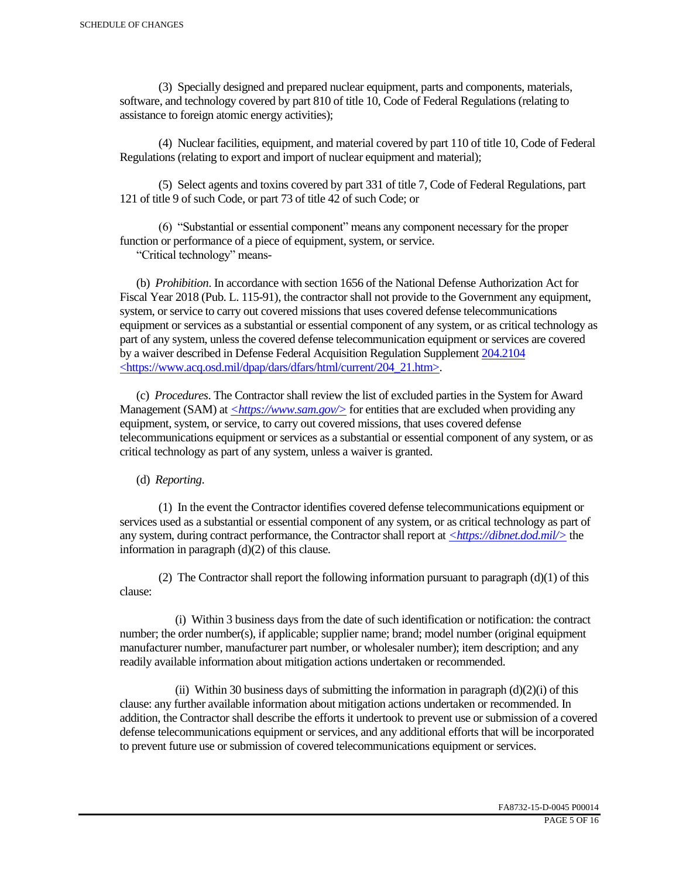(3) Specially designed and prepared nuclear equipment, parts and components, materials, software, and technology covered by part 810 of title 10, Code of Federal Regulations (relating to assistance to foreign atomic energy activities);

(4) Nuclear facilities, equipment, and material covered by part 110 of title 10, Code of Federal Regulations (relating to export and import of nuclear equipment and material);

(5) Select agents and toxins covered by part 331 of title 7, Code of Federal Regulations, part 121 of title 9 of such Code, or part 73 of title 42 of such Code; or

(6) "Substantial or essential component" means any component necessary for the proper function or performance of a piece of equipment, system, or service.
"Critical technology" means-

(b) *Prohibition*. In accordance with section 1656 of the National Defense Authorization Act for Fiscal Year 2018 (Pub. L. 115-91), the contractor shall not provide to the Government any equipment, system, or service to carry out covered missions that uses covered defense telecommunications equipment or services as a substantial or essential component of any system, or as critical technology as part of any system, unless the covered defense telecommunication equipment or services are covered by a waiver described in Defense Federal Acquisition Regulation Supplement 204.2104 <https://www.acq.osd.mil/dpap/dars/dfars/html/current/204_21.htm>.

(c) *Procedures*. The Contractor shall review the list of excluded parties in the System for Award Management (SAM) at *<https://www.sam.gov/>* for entities that are excluded when providing any equipment, system, or service, to carry out covered missions, that uses covered defense telecommunications equipment or services as a substantial or essential component of any system, or as critical technology as part of any system, unless a waiver is granted.

(d) *Reporting*.

(1) In the event the Contractor identifies covered defense telecommunications equipment or services used as a substantial or essential component of any system, or as critical technology as part of any system, during contract performance, the Contractor shall report at *<https://dibnet.dod.mil/>* the information in paragraph (d)(2) of this clause.

(2) The Contractor shall report the following information pursuant to paragraph (d)(1) of this clause:

(i) Within 3 business days from the date of such identification or notification: the contract number; the order number(s), if applicable; supplier name; brand; model number (original equipment manufacturer number, manufacturer part number, or wholesaler number); item description; and any readily available information about mitigation actions undertaken or recommended.

(ii) Within 30 business days of submitting the information in paragraph (d)(2)(i) of this clause: any further available information about mitigation actions undertaken or recommended. In addition, the Contractor shall describe the efforts it undertook to prevent use or submission of a covered defense telecommunications equipment or services, and any additional efforts that will be incorporated to prevent future use or submission of covered telecommunications equipment or services.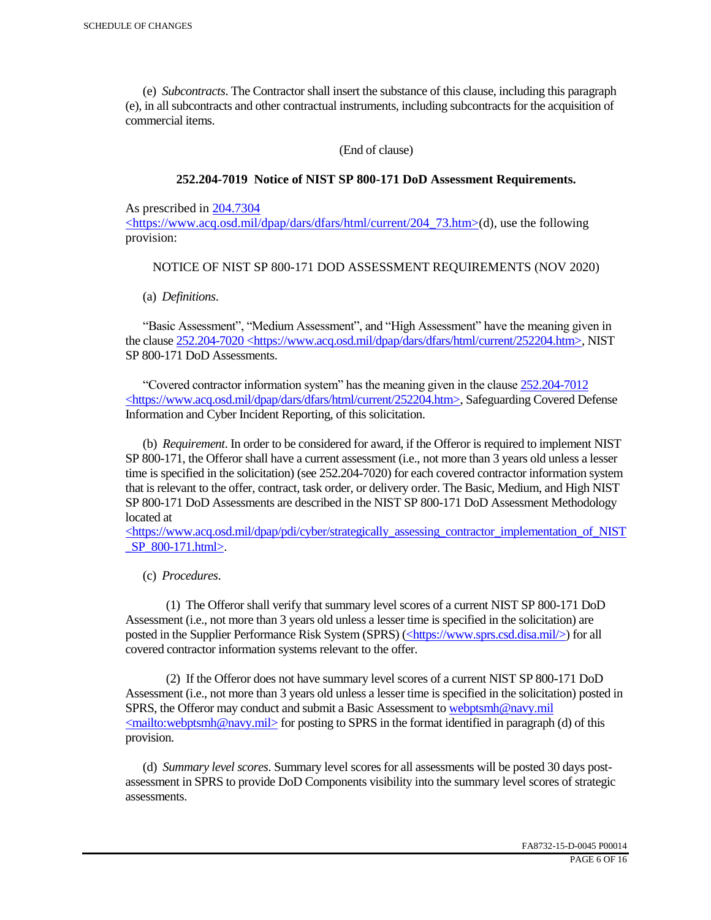(e) *Subcontracts*. The Contractor shall insert the substance of this clause, including this paragraph (e), in all subcontracts and other contractual instruments, including subcontracts for the acquisition of commercial items.

(End of clause)

**252.204-7019 Notice of NIST SP 800-171 DoD Assessment Requirements.**

As prescribed in 204.7304 <https://www.acq.osd.mil/dpap/dars/dfars/html/current/204_73.htm>(d), use the following provision:

NOTICE OF NIST SP 800-171 DOD ASSESSMENT REQUIREMENTS (NOV 2020)

(a) *Definitions*.

"Basic Assessment", "Medium Assessment", and "High Assessment" have the meaning given in the clause 252.204-7020 <https://www.acq.osd.mil/dpap/dars/dfars/html/current/252204.htm>, NIST SP 800-171 DoD Assessments.

"Covered contractor information system" has the meaning given in the clause 252.204-7012 <https://www.acq.osd.mil/dpap/dars/dfars/html/current/252204.htm>, Safeguarding Covered Defense Information and Cyber Incident Reporting, of this solicitation.

(b) *Requirement*. In order to be considered for award, if the Offeror is required to implement NIST SP 800-171, the Offeror shall have a current assessment (i.e., not more than 3 years old unless a lesser time is specified in the solicitation) (see 252.204-7020) for each covered contractor information system that is relevant to the offer, contract, task order, or delivery order. The Basic, Medium, and High NIST SP 800-171 DoD Assessments are described in the NIST SP 800-171 DoD Assessment Methodology located at <https://www.acq.osd.mil/dpap/pdi/cyber/strategically_assessing_contractor_implementation_of_NIST_SP_800-171.html>.

(c) *Procedures*.

(1) The Offeror shall verify that summary level scores of a current NIST SP 800-171 DoD Assessment (i.e., not more than 3 years old unless a lesser time is specified in the solicitation) are posted in the Supplier Performance Risk System (SPRS) (<https://www.sprs.csd.disa.mil/>) for all covered contractor information systems relevant to the offer.

(2) If the Offeror does not have summary level scores of a current NIST SP 800-171 DoD Assessment (i.e., not more than 3 years old unless a lesser time is specified in the solicitation) posted in SPRS, the Offeror may conduct and submit a Basic Assessment to webptsmh@navy.mil <mailto:webptsmh@navy.mil> for posting to SPRS in the format identified in paragraph (d) of this provision.

(d) *Summary level scores*. Summary level scores for all assessments will be posted 30 days post-assessment in SPRS to provide DoD Components visibility into the summary level scores of strategic assessments.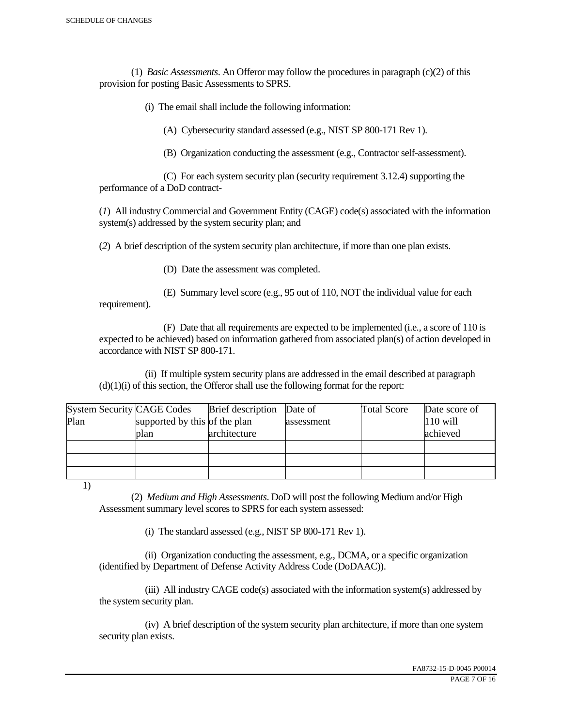(1) *Basic Assessments*. An Offeror may follow the procedures in paragraph (c)(2) of this provision for posting Basic Assessments to SPRS.

(i) The email shall include the following information:

(A) Cybersecurity standard assessed (e.g., NIST SP 800-171 Rev 1).

(B) Organization conducting the assessment (e.g., Contractor self-assessment).

(C) For each system security plan (security requirement 3.12.4) supporting the performance of a DoD contract-

(*1*) All industry Commercial and Government Entity (CAGE) code(s) associated with the information system(s) addressed by the system security plan; and

(*2*) A brief description of the system security plan architecture, if more than one plan exists.

(D) Date the assessment was completed.

(E) Summary level score (e.g., 95 out of 110, NOT the individual value for each requirement).

(F) Date that all requirements are expected to be implemented (i.e., a score of 110 is expected to be achieved) based on information gathered from associated plan(s) of action developed in accordance with NIST SP 800-171.

(ii) If multiple system security plans are addressed in the email described at paragraph (d)(1)(i) of this section, the Offeror shall use the following format for the report:

| System Security Plan | CAGE Codes supported by this plan | Brief description of the plan architecture | Date of assessment | Total Score | Date score of 110 will achieved |
|---|---|---|---|---|---|
| | | | | | |
| | | | | | |
| | | | | | |

1)

(2) *Medium and High Assessments*. DoD will post the following Medium and/or High Assessment summary level scores to SPRS for each system assessed:

(i) The standard assessed (e.g., NIST SP 800-171 Rev 1).

(ii) Organization conducting the assessment, e.g., DCMA, or a specific organization (identified by Department of Defense Activity Address Code (DoDAAC)).

(iii) All industry CAGE code(s) associated with the information system(s) addressed by the system security plan.

(iv) A brief description of the system security plan architecture, if more than one system security plan exists.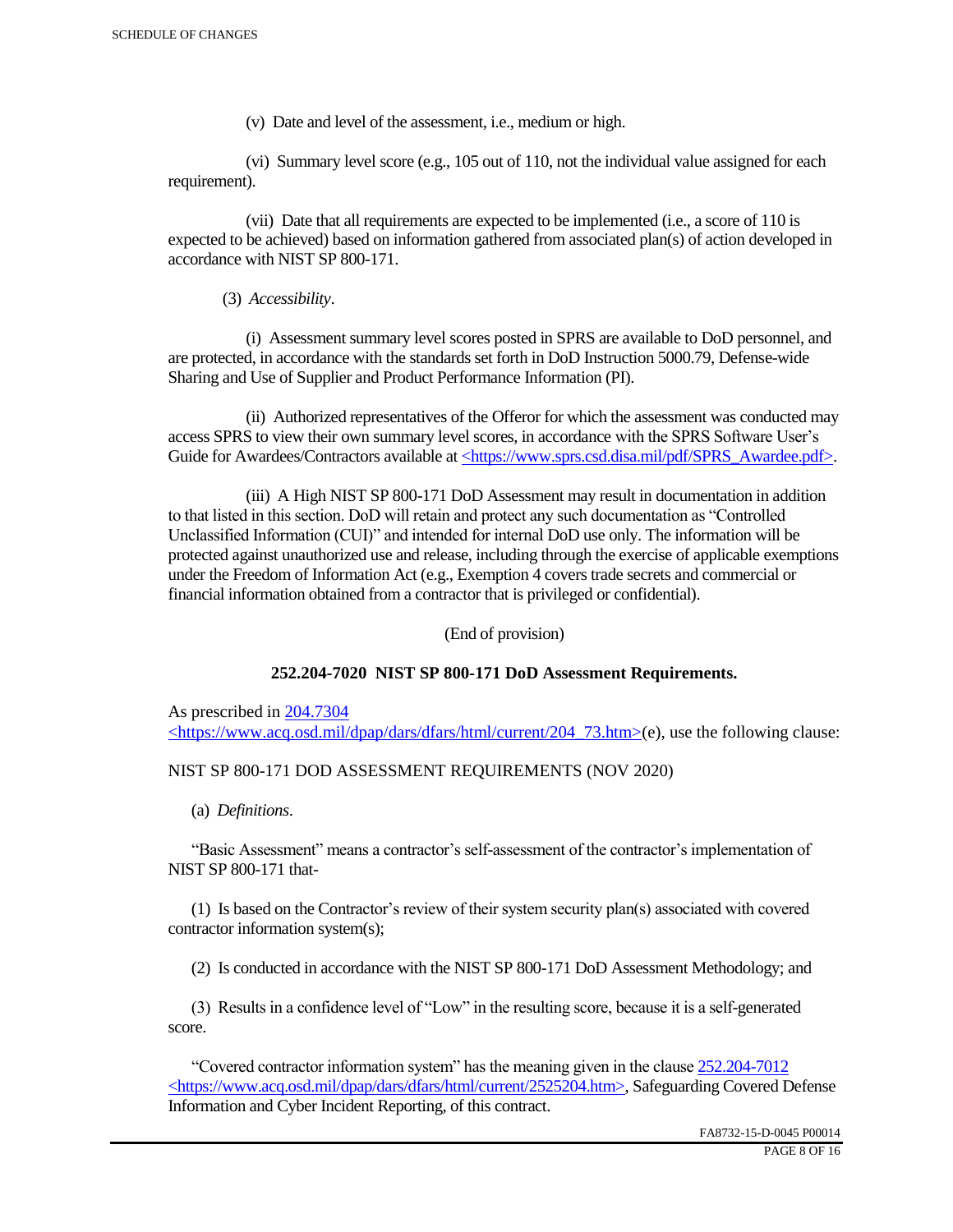(v) Date and level of the assessment, i.e., medium or high.

(vi) Summary level score (e.g., 105 out of 110, not the individual value assigned for each requirement).

(vii) Date that all requirements are expected to be implemented (i.e., a score of 110 is expected to be achieved) based on information gathered from associated plan(s) of action developed in accordance with NIST SP 800-171.

(3) *Accessibility*.

(i) Assessment summary level scores posted in SPRS are available to DoD personnel, and are protected, in accordance with the standards set forth in DoD Instruction 5000.79, Defense-wide Sharing and Use of Supplier and Product Performance Information (PI).

(ii) Authorized representatives of the Offeror for which the assessment was conducted may access SPRS to view their own summary level scores, in accordance with the SPRS Software User's Guide for Awardees/Contractors available at <https://www.sprs.csd.disa.mil/pdf/SPRS_Awardee.pdf>.

(iii) A High NIST SP 800-171 DoD Assessment may result in documentation in addition to that listed in this section. DoD will retain and protect any such documentation as "Controlled Unclassified Information (CUI)" and intended for internal DoD use only. The information will be protected against unauthorized use and release, including through the exercise of applicable exemptions under the Freedom of Information Act (e.g., Exemption 4 covers trade secrets and commercial or financial information obtained from a contractor that is privileged or confidential).

(End of provision)

**252.204-7020 NIST SP 800-171 DoD Assessment Requirements.**

As prescribed in 204.7304 <https://www.acq.osd.mil/dpap/dars/dfars/html/current/204_73.htm>(e), use the following clause:

NIST SP 800-171 DOD ASSESSMENT REQUIREMENTS (NOV 2020)

(a) *Definitions*.

"Basic Assessment" means a contractor's self-assessment of the contractor's implementation of NIST SP 800-171 that-

(1) Is based on the Contractor's review of their system security plan(s) associated with covered contractor information system(s);

(2) Is conducted in accordance with the NIST SP 800-171 DoD Assessment Methodology; and

(3) Results in a confidence level of "Low" in the resulting score, because it is a self-generated score.

"Covered contractor information system" has the meaning given in the clause 252.204-7012 <https://www.acq.osd.mil/dpap/dars/dfars/html/current/2525204.htm>, Safeguarding Covered Defense Information and Cyber Incident Reporting, of this contract.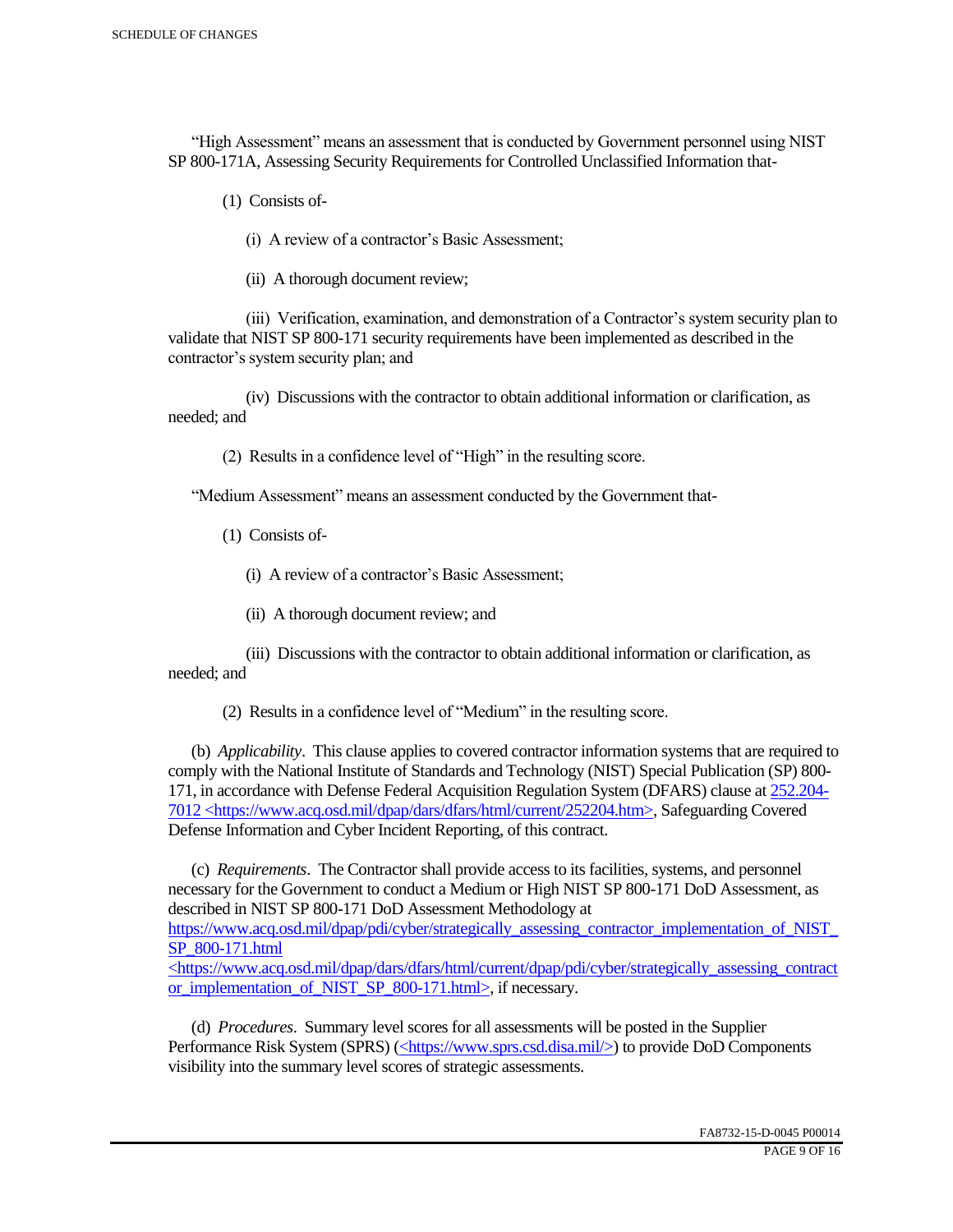"High Assessment" means an assessment that is conducted by Government personnel using NIST SP 800-171A, Assessing Security Requirements for Controlled Unclassified Information that-

(1) Consists of-

(i) A review of a contractor's Basic Assessment;

(ii) A thorough document review;

(iii) Verification, examination, and demonstration of a Contractor's system security plan to validate that NIST SP 800-171 security requirements have been implemented as described in the contractor's system security plan; and

(iv) Discussions with the contractor to obtain additional information or clarification, as needed; and

(2) Results in a confidence level of "High" in the resulting score.

"Medium Assessment" means an assessment conducted by the Government that-

(1) Consists of-

(i) A review of a contractor's Basic Assessment;

(ii) A thorough document review; and

(iii) Discussions with the contractor to obtain additional information or clarification, as needed; and

(2) Results in a confidence level of "Medium" in the resulting score.

(b) *Applicability*. This clause applies to covered contractor information systems that are required to comply with the National Institute of Standards and Technology (NIST) Special Publication (SP) 800-171, in accordance with Defense Federal Acquisition Regulation System (DFARS) clause at [252.204-7012 <https://www.acq.osd.mil/dpap/dars/dfars/html/current/252204.htm>](https://www.acq.osd.mil/dpap/dars/dfars/html/current/252204.htm), Safeguarding Covered Defense Information and Cyber Incident Reporting, of this contract.

(c) *Requirements*. The Contractor shall provide access to its facilities, systems, and personnel necessary for the Government to conduct a Medium or High NIST SP 800-171 DoD Assessment, as described in NIST SP 800-171 DoD Assessment Methodology at [https://www.acq.osd.mil/dpap/pdi/cyber/strategically_assessing_contractor_implementation_of_NIST_SP_800-171.html <https://www.acq.osd.mil/dpap/dars/dfars/html/current/dpap/pdi/cyber/strategically_assessing_contractor_implementation_of_NIST_SP_800-171.html>](https://www.acq.osd.mil/dpap/dars/dfars/html/current/dpap/pdi/cyber/strategically_assessing_contractor_implementation_of_NIST_SP_800-171.html), if necessary.

(d) *Procedures*. Summary level scores for all assessments will be posted in the Supplier Performance Risk System (SPRS) ([<https://www.sprs.csd.disa.mil/>](https://www.sprs.csd.disa.mil/)) to provide DoD Components visibility into the summary level scores of strategic assessments.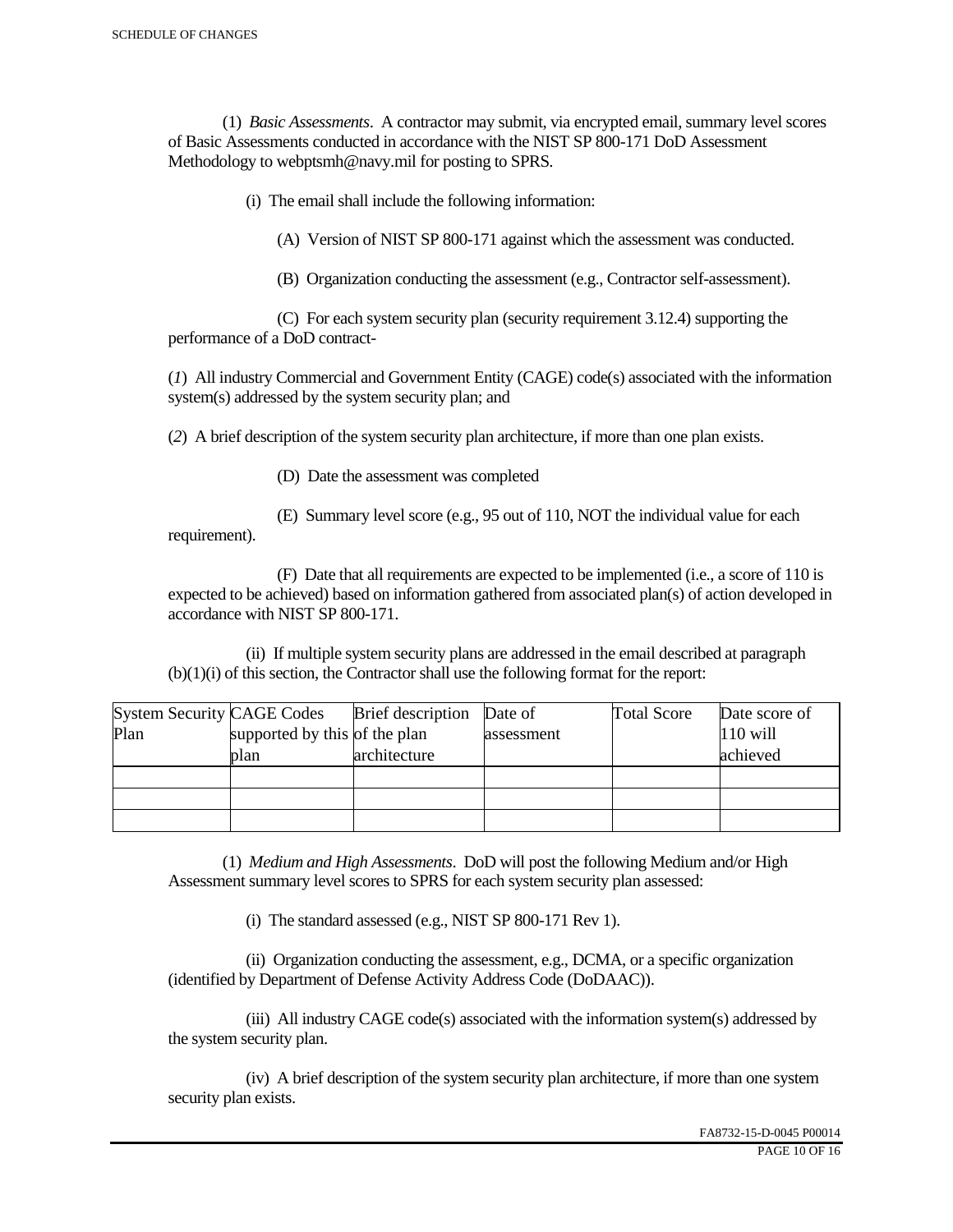(1) *Basic Assessments*. A contractor may submit, via encrypted email, summary level scores of Basic Assessments conducted in accordance with the NIST SP 800-171 DoD Assessment Methodology to webptsmh@navy.mil for posting to SPRS.

(i) The email shall include the following information:

(A) Version of NIST SP 800-171 against which the assessment was conducted.

(B) Organization conducting the assessment (e.g., Contractor self-assessment).

(C) For each system security plan (security requirement 3.12.4) supporting the performance of a DoD contract-

(*1*) All industry Commercial and Government Entity (CAGE) code(s) associated with the information system(s) addressed by the system security plan; and

(*2*) A brief description of the system security plan architecture, if more than one plan exists.

(D) Date the assessment was completed

(E) Summary level score (e.g., 95 out of 110, NOT the individual value for each requirement).

(F) Date that all requirements are expected to be implemented (i.e., a score of 110 is expected to be achieved) based on information gathered from associated plan(s) of action developed in accordance with NIST SP 800-171.

(ii) If multiple system security plans are addressed in the email described at paragraph (b)(1)(i) of this section, the Contractor shall use the following format for the report:

| System Security Plan | CAGE Codes supported by this plan | Brief description of the plan architecture | Date of assessment | Total Score | Date score of 110 will achieved |
|---|---|---|---|---|---|
| | | | | | |
| | | | | | |
| | | | | | |

(1) *Medium and High Assessments*. DoD will post the following Medium and/or High Assessment summary level scores to SPRS for each system security plan assessed:

(i) The standard assessed (e.g., NIST SP 800-171 Rev 1).

(ii) Organization conducting the assessment, e.g., DCMA, or a specific organization (identified by Department of Defense Activity Address Code (DoDAAC)).

(iii) All industry CAGE code(s) associated with the information system(s) addressed by the system security plan.

(iv) A brief description of the system security plan architecture, if more than one system security plan exists.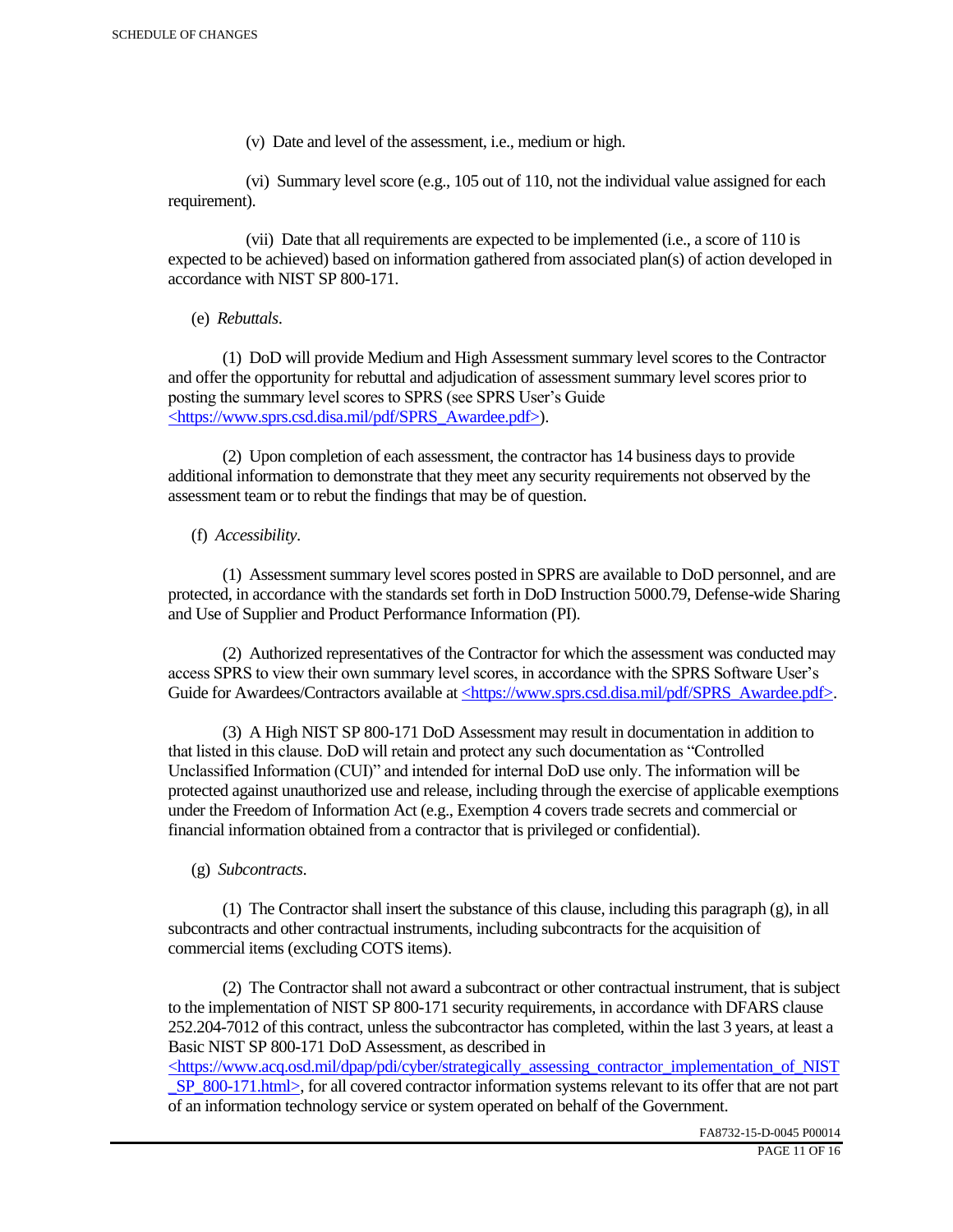(v) Date and level of the assessment, i.e., medium or high.

(vi) Summary level score (e.g., 105 out of 110, not the individual value assigned for each requirement).

(vii) Date that all requirements are expected to be implemented (i.e., a score of 110 is expected to be achieved) based on information gathered from associated plan(s) of action developed in accordance with NIST SP 800-171.

(e) *Rebuttals*.

(1) DoD will provide Medium and High Assessment summary level scores to the Contractor and offer the opportunity for rebuttal and adjudication of assessment summary level scores prior to posting the summary level scores to SPRS (see SPRS User's Guide <https://www.sprs.csd.disa.mil/pdf/SPRS_Awardee.pdf>).

(2) Upon completion of each assessment, the contractor has 14 business days to provide additional information to demonstrate that they meet any security requirements not observed by the assessment team or to rebut the findings that may be of question.

(f) *Accessibility*.

(1) Assessment summary level scores posted in SPRS are available to DoD personnel, and are protected, in accordance with the standards set forth in DoD Instruction 5000.79, Defense-wide Sharing and Use of Supplier and Product Performance Information (PI).

(2) Authorized representatives of the Contractor for which the assessment was conducted may access SPRS to view their own summary level scores, in accordance with the SPRS Software User's Guide for Awardees/Contractors available at <https://www.sprs.csd.disa.mil/pdf/SPRS_Awardee.pdf>.

(3) A High NIST SP 800-171 DoD Assessment may result in documentation in addition to that listed in this clause. DoD will retain and protect any such documentation as "Controlled Unclassified Information (CUI)" and intended for internal DoD use only. The information will be protected against unauthorized use and release, including through the exercise of applicable exemptions under the Freedom of Information Act (e.g., Exemption 4 covers trade secrets and commercial or financial information obtained from a contractor that is privileged or confidential).

(g) *Subcontracts*.

(1) The Contractor shall insert the substance of this clause, including this paragraph (g), in all subcontracts and other contractual instruments, including subcontracts for the acquisition of commercial items (excluding COTS items).

(2) The Contractor shall not award a subcontract or other contractual instrument, that is subject to the implementation of NIST SP 800-171 security requirements, in accordance with DFARS clause 252.204-7012 of this contract, unless the subcontractor has completed, within the last 3 years, at least a Basic NIST SP 800-171 DoD Assessment, as described in <https://www.acq.osd.mil/dpap/pdi/cyber/strategically_assessing_contractor_implementation_of_NIST_SP_800-171.html>, for all covered contractor information systems relevant to its offer that are not part of an information technology service or system operated on behalf of the Government.

FA8732-15-D-0045 P00014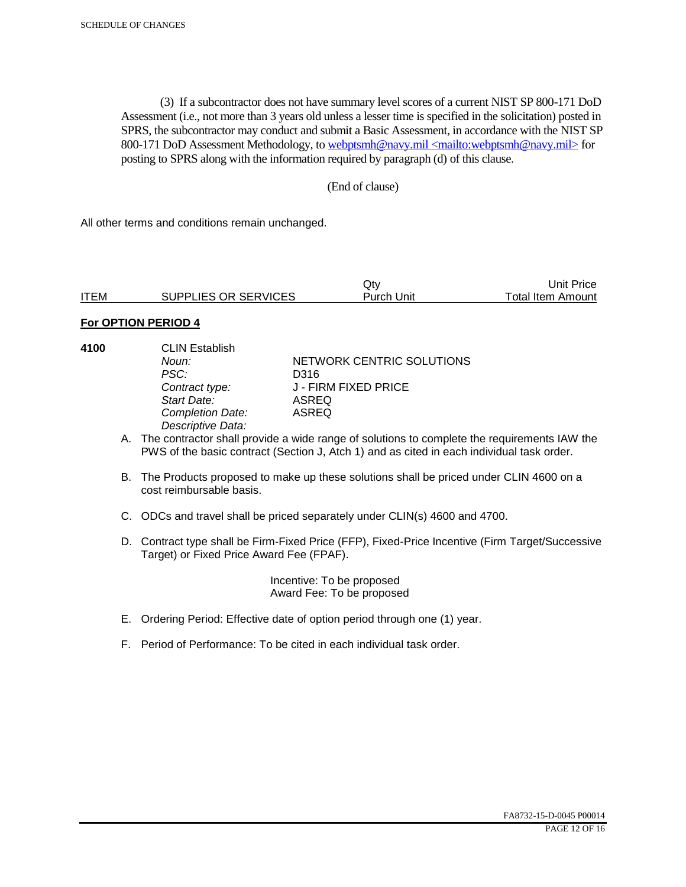(3) If a subcontractor does not have summary level scores of a current NIST SP 800-171 DoD Assessment (i.e., not more than 3 years old unless a lesser time is specified in the solicitation) posted in SPRS, the subcontractor may conduct and submit a Basic Assessment, in accordance with the NIST SP 800-171 DoD Assessment Methodology, to webptsmh@navy.mil <mailto:webptsmh@navy.mil> for posting to SPRS along with the information required by paragraph (d) of this clause.

(End of clause)

All other terms and conditions remain unchanged.

| ITEM | SUPPLIES OR SERVICES | Qty Purch Unit | Unit Price Total Item Amount |
|---|---|---|---|

**For OPTION PERIOD 4**

**4100** CLIN Establish

*Noun:* NETWORK CENTRIC SOLUTIONS
*PSC:* D316
*Contract type:* J - FIRM FIXED PRICE
*Start Date:* ASREQ
*Completion Date:* ASREQ
*Descriptive Data:*

A. The contractor shall provide a wide range of solutions to complete the requirements IAW the PWS of the basic contract (Section J, Atch 1) and as cited in each individual task order.

B. The Products proposed to make up these solutions shall be priced under CLIN 4600 on a cost reimbursable basis.

C. ODCs and travel shall be priced separately under CLIN(s) 4600 and 4700.

D. Contract type shall be Firm-Fixed Price (FFP), Fixed-Price Incentive (Firm Target/Successive Target) or Fixed Price Award Fee (FPAF).

Incentive: To be proposed
Award Fee: To be proposed

E. Ordering Period: Effective date of option period through one (1) year.

F. Period of Performance: To be cited in each individual task order.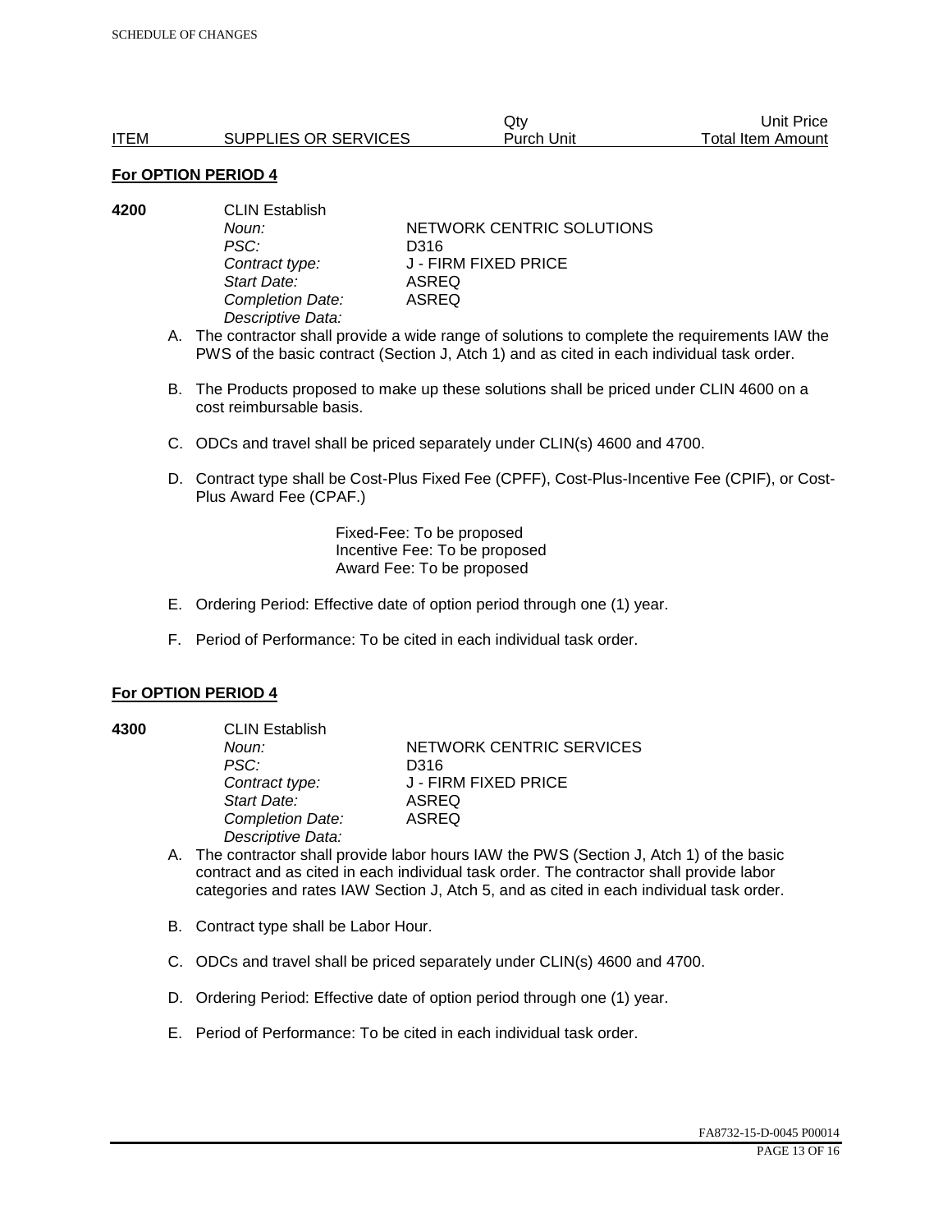| ITEM | SUPPLIES OR SERVICES | Qty Purch Unit | Unit Price Total Item Amount |
|---|---|---|---|

**For OPTION PERIOD 4**

**4200** CLIN Establish

| | |
|---|---|
| *Noun:* | NETWORK CENTRIC SOLUTIONS |
| *PSC:* | D316 |
| *Contract type:* | J - FIRM FIXED PRICE |
| *Start Date:* | ASREQ |
| *Completion Date:* | ASREQ |
| *Descriptive Data:* | |

A. The contractor shall provide a wide range of solutions to complete the requirements IAW the PWS of the basic contract (Section J, Atch 1) and as cited in each individual task order.

B. The Products proposed to make up these solutions shall be priced under CLIN 4600 on a cost reimbursable basis.

C. ODCs and travel shall be priced separately under CLIN(s) 4600 and 4700.

D. Contract type shall be Cost-Plus Fixed Fee (CPFF), Cost-Plus-Incentive Fee (CPIF), or Cost-Plus Award Fee (CPAF.)

Fixed-Fee: To be proposed
Incentive Fee: To be proposed
Award Fee: To be proposed

E. Ordering Period: Effective date of option period through one (1) year.

F. Period of Performance: To be cited in each individual task order.

**For OPTION PERIOD 4**

**4300** CLIN Establish

| | |
|---|---|
| *Noun:* | NETWORK CENTRIC SERVICES |
| *PSC:* | D316 |
| *Contract type:* | J - FIRM FIXED PRICE |
| *Start Date:* | ASREQ |
| *Completion Date:* | ASREQ |
| *Descriptive Data:* | |

A. The contractor shall provide labor hours IAW the PWS (Section J, Atch 1) of the basic contract and as cited in each individual task order. The contractor shall provide labor categories and rates IAW Section J, Atch 5, and as cited in each individual task order.

B. Contract type shall be Labor Hour.

C. ODCs and travel shall be priced separately under CLIN(s) 4600 and 4700.

D. Ordering Period: Effective date of option period through one (1) year.

E. Period of Performance: To be cited in each individual task order.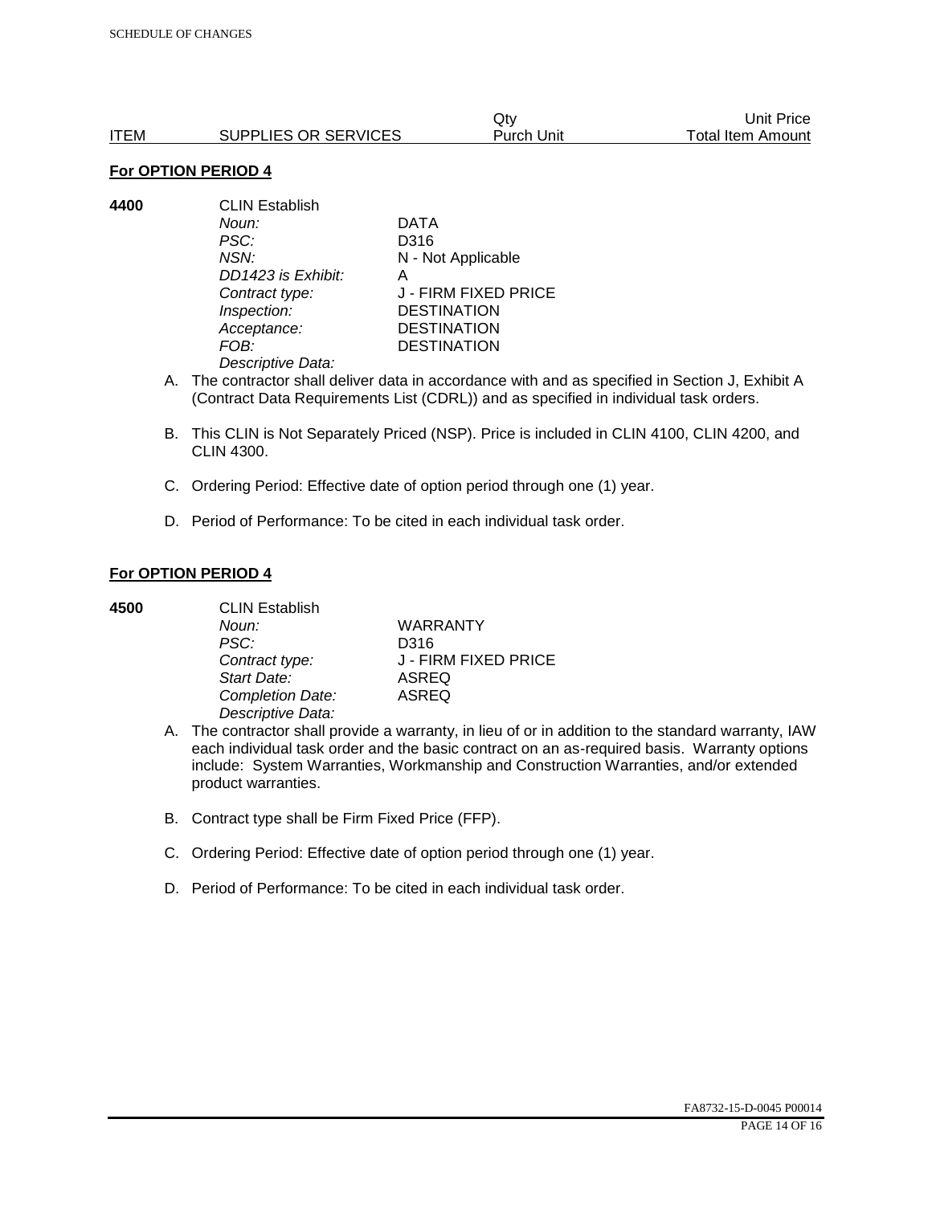| ITEM | SUPPLIES OR SERVICES | Qty Purch Unit | Unit Price Total Item Amount |
|---|---|---|---|

**For OPTION PERIOD 4**

**4400** CLIN Establish

*Noun:* DATA
*PSC:* D316
*NSN:* N - Not Applicable
*DD1423 is Exhibit:* A
*Contract type:* J - FIRM FIXED PRICE
*Inspection:* DESTINATION
*Acceptance:* DESTINATION
*FOB:* DESTINATION
*Descriptive Data:*

A. The contractor shall deliver data in accordance with and as specified in Section J, Exhibit A (Contract Data Requirements List (CDRL)) and as specified in individual task orders.

B. This CLIN is Not Separately Priced (NSP). Price is included in CLIN 4100, CLIN 4200, and CLIN 4300.

C. Ordering Period: Effective date of option period through one (1) year.

D. Period of Performance: To be cited in each individual task order.

**For OPTION PERIOD 4**

**4500** CLIN Establish

*Noun:* WARRANTY
*PSC:* D316
*Contract type:* J - FIRM FIXED PRICE
*Start Date:* ASREQ
*Completion Date:* ASREQ
*Descriptive Data:*

A. The contractor shall provide a warranty, in lieu of or in addition to the standard warranty, IAW each individual task order and the basic contract on an as-required basis. Warranty options include: System Warranties, Workmanship and Construction Warranties, and/or extended product warranties.

B. Contract type shall be Firm Fixed Price (FFP).

C. Ordering Period: Effective date of option period through one (1) year.

D. Period of Performance: To be cited in each individual task order.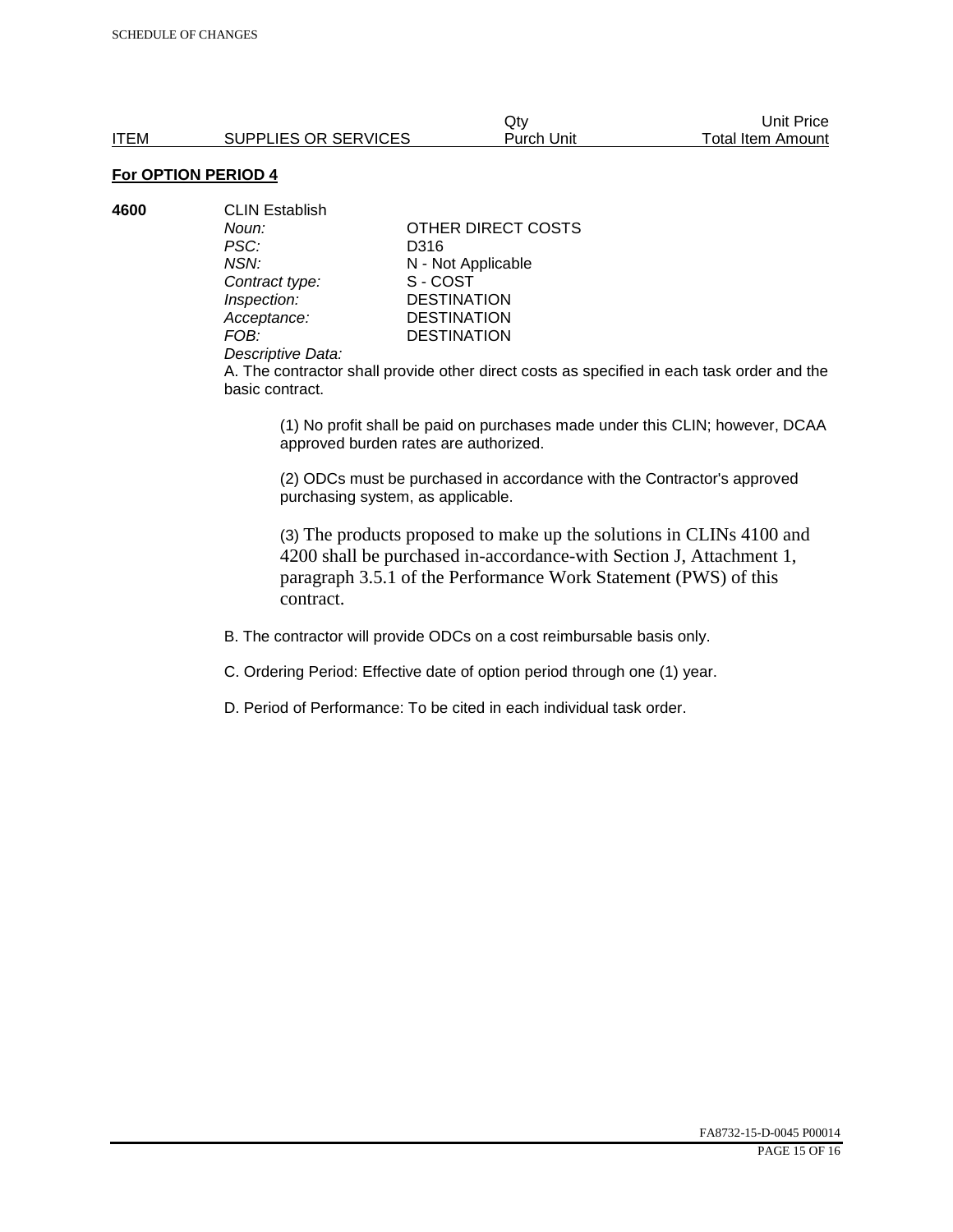| ITEM | SUPPLIES OR SERVICES | Qty Purch Unit | Unit Price Total Item Amount |
|---|---|---|---|

**For OPTION PERIOD 4**

**4600** CLIN Establish

| | |
|---|---|
| *Noun:* | OTHER DIRECT COSTS |
| *PSC:* | D316 |
| *NSN:* | N - Not Applicable |
| *Contract type:* | S - COST |
| *Inspection:* | DESTINATION |
| *Acceptance:* | DESTINATION |
| *FOB:* | DESTINATION |

*Descriptive Data:*

A. The contractor shall provide other direct costs as specified in each task order and the basic contract.

(1) No profit shall be paid on purchases made under this CLIN; however, DCAA approved burden rates are authorized.

(2) ODCs must be purchased in accordance with the Contractor's approved purchasing system, as applicable.

(3) The products proposed to make up the solutions in CLINs 4100 and 4200 shall be purchased in-accordance-with Section J, Attachment 1, paragraph 3.5.1 of the Performance Work Statement (PWS) of this contract.

B. The contractor will provide ODCs on a cost reimbursable basis only.

C. Ordering Period: Effective date of option period through one (1) year.

D. Period of Performance: To be cited in each individual task order.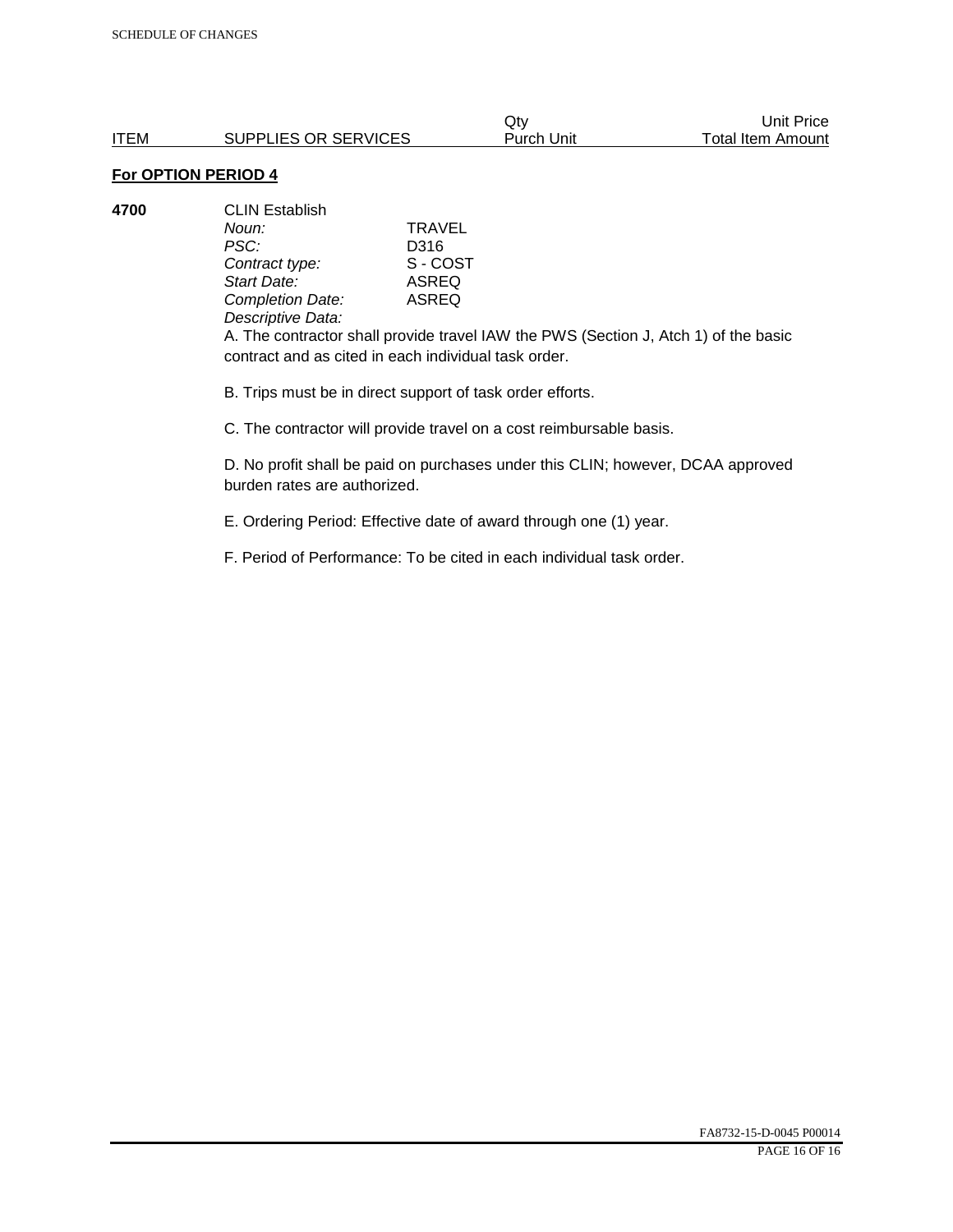| ITEM | SUPPLIES OR SERVICES | Qty<br>Purch Unit | Unit Price<br>Total Item Amount |
|---|---|---|---|

**For OPTION PERIOD 4**

**4700** CLIN Establish

*Noun:* TRAVEL
*PSC:* D316
*Contract type:* S - COST
*Start Date:* ASREQ
*Completion Date:* ASREQ
*Descriptive Data:*

A. The contractor shall provide travel IAW the PWS (Section J, Atch 1) of the basic contract and as cited in each individual task order.

B. Trips must be in direct support of task order efforts.

C. The contractor will provide travel on a cost reimbursable basis.

D. No profit shall be paid on purchases under this CLIN; however, DCAA approved burden rates are authorized.

E. Ordering Period: Effective date of award through one (1) year.

F. Period of Performance: To be cited in each individual task order.